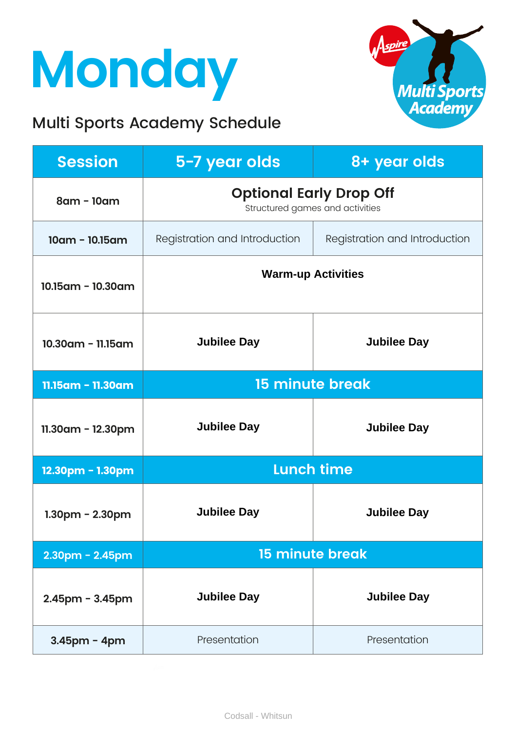# Monday

## Multi Sports Academy Schedule

| Session | 5-7 year olds | 8+ year olds |
|---|---|---|
| 8am - 10am | **Optional Early Drop Off** Structured games and activities | |
| 10am - 10.15am | Registration and Introduction | Registration and Introduction |
| 10.15am - 10.30am | **Warm-up Activities** | |
| 10.30am - 11.15am | **Jubilee Day** | **Jubilee Day** |
| 11.15am - 11.30am | **15 minute break** | |
| 11.30am - 12.30pm | **Jubilee Day** | **Jubilee Day** |
| 12.30pm - 1.30pm | **Lunch time** | |
| 1.30pm - 2.30pm | **Jubilee Day** | **Jubilee Day** |
| 2.30pm - 2.45pm | **15 minute break** | |
| 2.45pm - 3.45pm | **Jubilee Day** | **Jubilee Day** |
| 3.45pm - 4pm | Presentation | Presentation |

Codsall - Whitsun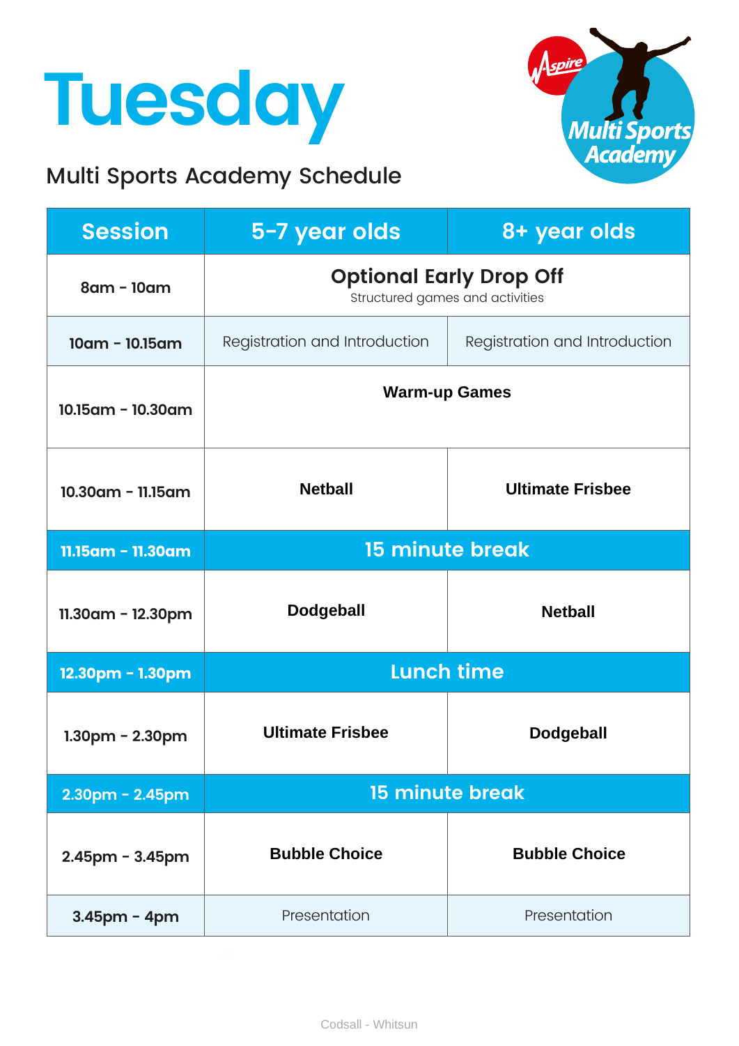# Tuesday

## Multi Sports Academy Schedule

| Session | 5-7 year olds | 8+ year olds |
|---|---|---|
| 8am - 10am | **Optional Early Drop Off** Structured games and activities | |
| 10am - 10.15am | Registration and Introduction | Registration and Introduction |
| 10.15am - 10.30am | **Warm-up Games** | |
| 10.30am - 11.15am | **Netball** | **Ultimate Frisbee** |
| 11.15am - 11.30am | **15 minute break** | |
| 11.30am - 12.30pm | **Dodgeball** | **Netball** |
| 12.30pm - 1.30pm | **Lunch time** | |
| 1.30pm - 2.30pm | **Ultimate Frisbee** | **Dodgeball** |
| 2.30pm - 2.45pm | **15 minute break** | |
| 2.45pm - 3.45pm | **Bubble Choice** | **Bubble Choice** |
| 3.45pm - 4pm | Presentation | Presentation |

Codsall - Whitsun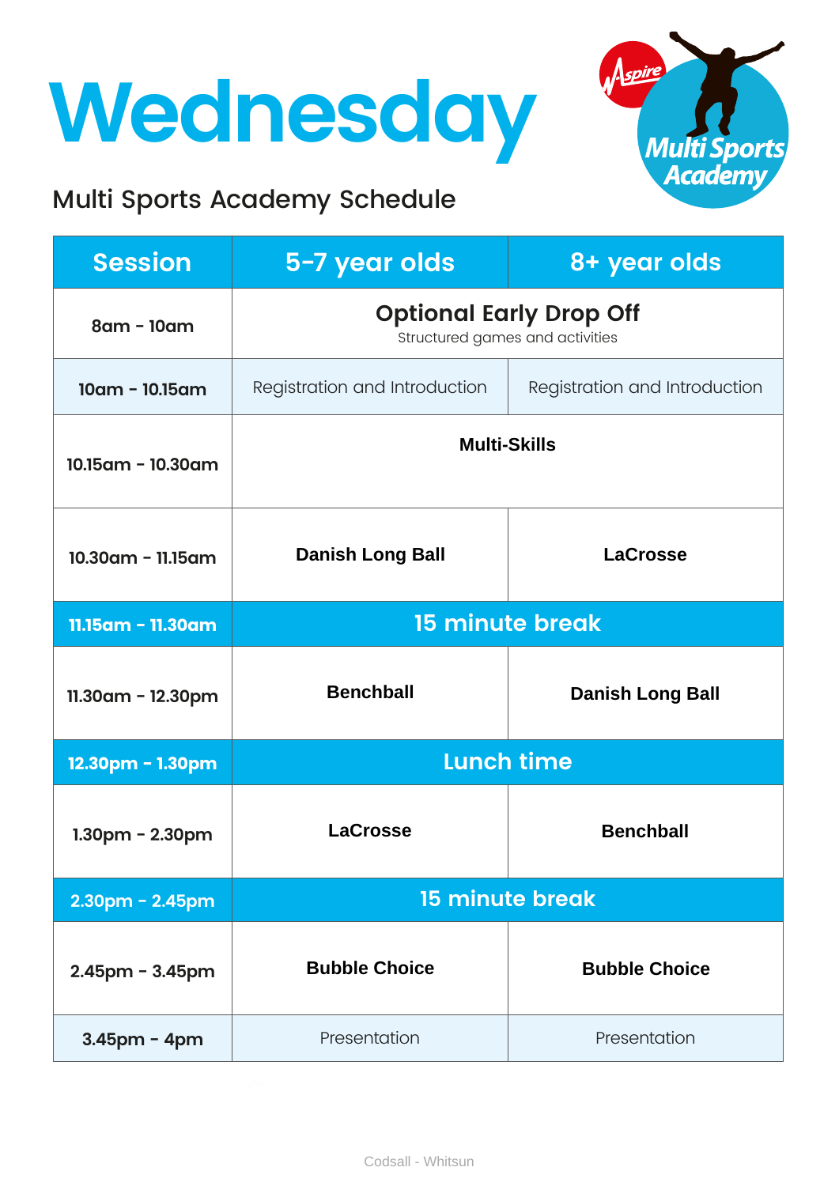# Wednesday

## Multi Sports Academy Schedule

| Session | 5-7 year olds | 8+ year olds |
|---|---|---|
| 8am - 10am | **Optional Early Drop Off** Structured games and activities | |
| 10am - 10.15am | Registration and Introduction | Registration and Introduction |
| 10.15am - 10.30am | **Multi-Skills** | |
| 10.30am - 11.15am | **Danish Long Ball** | **LaCrosse** |
| 11.15am - 11.30am | **15 minute break** | |
| 11.30am - 12.30pm | **Benchball** | **Danish Long Ball** |
| 12.30pm - 1.30pm | **Lunch time** | |
| 1.30pm - 2.30pm | **LaCrosse** | **Benchball** |
| 2.30pm - 2.45pm | **15 minute break** | |
| 2.45pm - 3.45pm | **Bubble Choice** | **Bubble Choice** |
| 3.45pm - 4pm | Presentation | Presentation |

Codsall - Whitsun